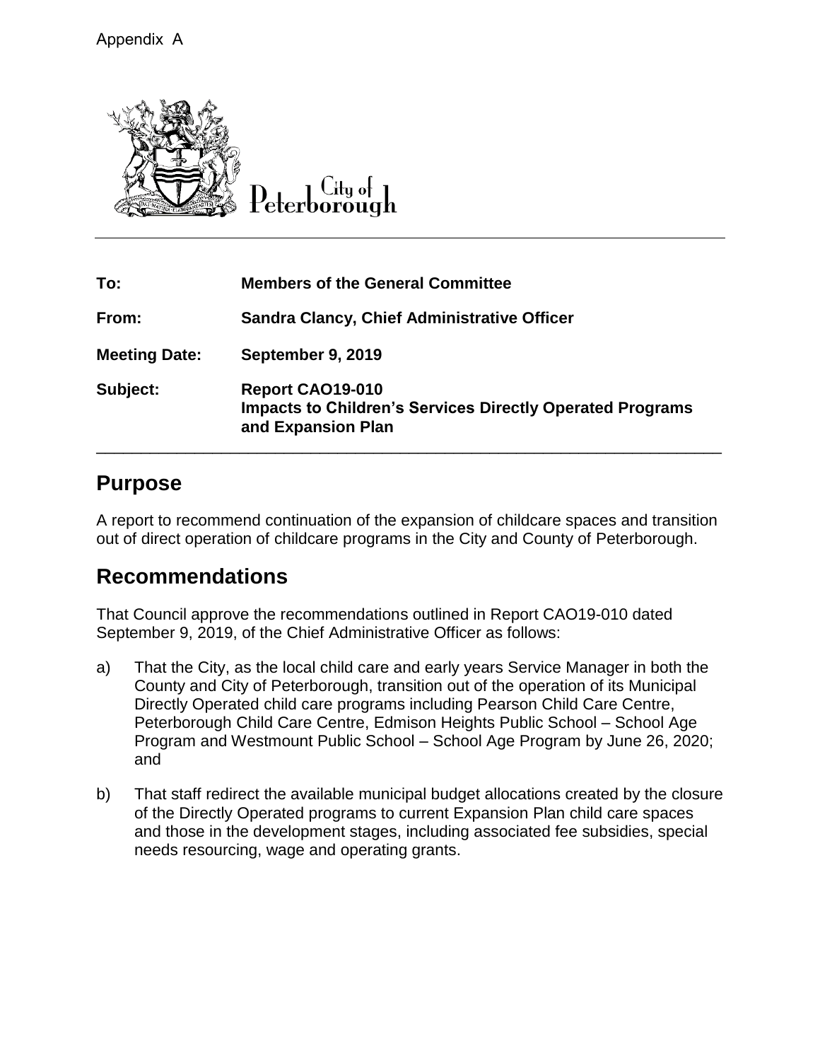Appendix A

City of Peterborough

| | |
|---|---|
| **To:** | **Members of the General Committee** |
| **From:** | **Sandra Clancy, Chief Administrative Officer** |
| **Meeting Date:** | **September 9, 2019** |
| **Subject:** | **Report CAO19-010**<br>**Impacts to Children's Services Directly Operated Programs and Expansion Plan** |

## Purpose

A report to recommend continuation of the expansion of childcare spaces and transition out of direct operation of childcare programs in the City and County of Peterborough.

## Recommendations

That Council approve the recommendations outlined in Report CAO19-010 dated September 9, 2019, of the Chief Administrative Officer as follows:

a) That the City, as the local child care and early years Service Manager in both the County and City of Peterborough, transition out of the operation of its Municipal Directly Operated child care programs including Pearson Child Care Centre, Peterborough Child Care Centre, Edmison Heights Public School – School Age Program and Westmount Public School – School Age Program by June 26, 2020; and

b) That staff redirect the available municipal budget allocations created by the closure of the Directly Operated programs to current Expansion Plan child care spaces and those in the development stages, including associated fee subsidies, special needs resourcing, wage and operating grants.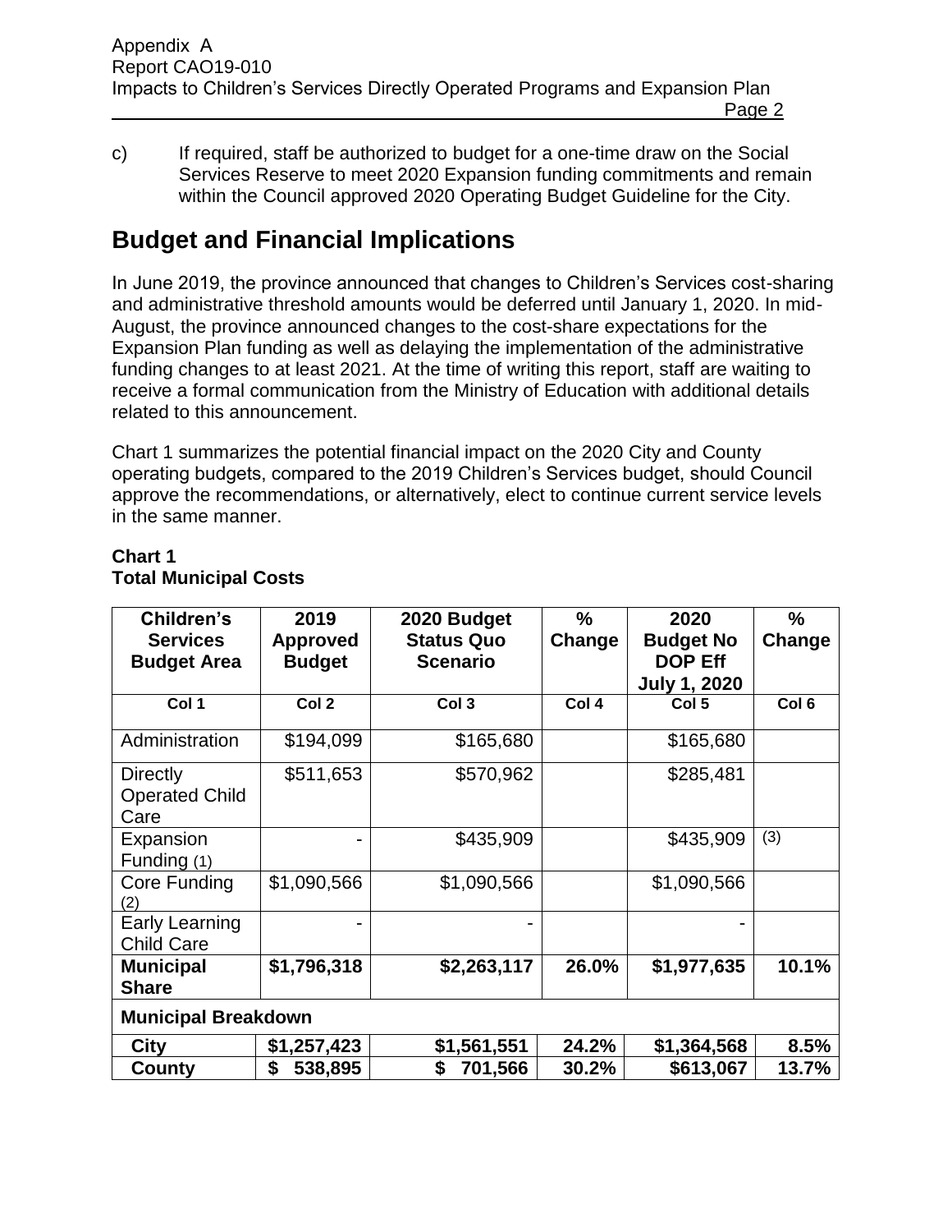c) If required, staff be authorized to budget for a one-time draw on the Social Services Reserve to meet 2020 Expansion funding commitments and remain within the Council approved 2020 Operating Budget Guideline for the City.

# Budget and Financial Implications

In June 2019, the province announced that changes to Children's Services cost-sharing and administrative threshold amounts would be deferred until January 1, 2020. In mid-August, the province announced changes to the cost-share expectations for the Expansion Plan funding as well as delaying the implementation of the administrative funding changes to at least 2021. At the time of writing this report, staff are waiting to receive a formal communication from the Ministry of Education with additional details related to this announcement.

Chart 1 summarizes the potential financial impact on the 2020 City and County operating budgets, compared to the 2019 Children's Services budget, should Council approve the recommendations, or alternatively, elect to continue current service levels in the same manner.

**Chart 1**
**Total Municipal Costs**

| Children's Services Budget Area | 2019 Approved Budget | 2020 Budget Status Quo Scenario | % Change | 2020 Budget No DOP Eff July 1, 2020 | % Change |
|---|---|---|---|---|---|
| Col 1 | Col 2 | Col 3 | Col 4 | Col 5 | Col 6 |
| Administration | $194,099 | $165,680 | | $165,680 | |
| Directly Operated Child Care | $511,653 | $570,962 | | $285,481 | |
| Expansion Funding (1) | - | $435,909 | | $435,909 | (3) |
| Core Funding (2) | $1,090,566 | $1,090,566 | | $1,090,566 | |
| Early Learning Child Care | - | - | | - | |
| **Municipal Share** | **$1,796,318** | **$2,263,117** | **26.0%** | **$1,977,635** | **10.1%** |
| **Municipal Breakdown** | | | | | |
| **City** | **$1,257,423** | **$1,561,551** | **24.2%** | **$1,364,568** | **8.5%** |
| **County** | **$ 538,895** | **$ 701,566** | **30.2%** | **$613,067** | **13.7%** |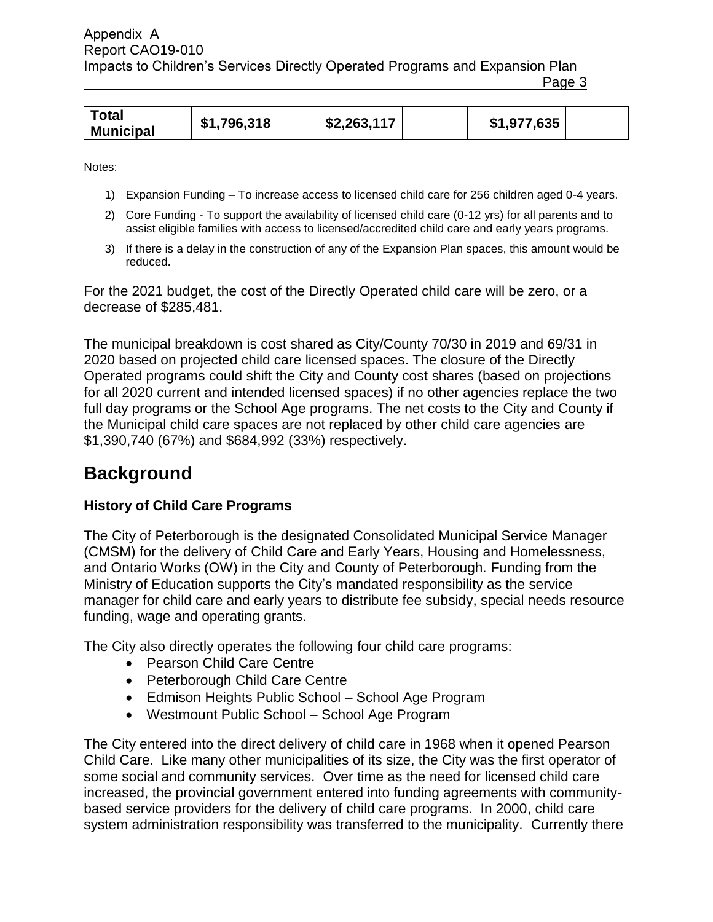| Total Municipal | $1,796,318 | $2,263,117 | | $1,977,635 | |
|---|---|---|---|---|---|

Notes:

1) Expansion Funding – To increase access to licensed child care for 256 children aged 0-4 years.
2) Core Funding - To support the availability of licensed child care (0-12 yrs) for all parents and to assist eligible families with access to licensed/accredited child care and early years programs.
3) If there is a delay in the construction of any of the Expansion Plan spaces, this amount would be reduced.

For the 2021 budget, the cost of the Directly Operated child care will be zero, or a decrease of $285,481.

The municipal breakdown is cost shared as City/County 70/30 in 2019 and 69/31 in 2020 based on projected child care licensed spaces. The closure of the Directly Operated programs could shift the City and County cost shares (based on projections for all 2020 current and intended licensed spaces) if no other agencies replace the two full day programs or the School Age programs. The net costs to the City and County if the Municipal child care spaces are not replaced by other child care agencies are $1,390,740 (67%) and $684,992 (33%) respectively.

# Background

### History of Child Care Programs

The City of Peterborough is the designated Consolidated Municipal Service Manager (CMSM) for the delivery of Child Care and Early Years, Housing and Homelessness, and Ontario Works (OW) in the City and County of Peterborough. Funding from the Ministry of Education supports the City's mandated responsibility as the service manager for child care and early years to distribute fee subsidy, special needs resource funding, wage and operating grants.

The City also directly operates the following four child care programs:

- Pearson Child Care Centre
- Peterborough Child Care Centre
- Edmison Heights Public School – School Age Program
- Westmount Public School – School Age Program

The City entered into the direct delivery of child care in 1968 when it opened Pearson Child Care. Like many other municipalities of its size, the City was the first operator of some social and community services. Over time as the need for licensed child care increased, the provincial government entered into funding agreements with community-based service providers for the delivery of child care programs. In 2000, child care system administration responsibility was transferred to the municipality. Currently there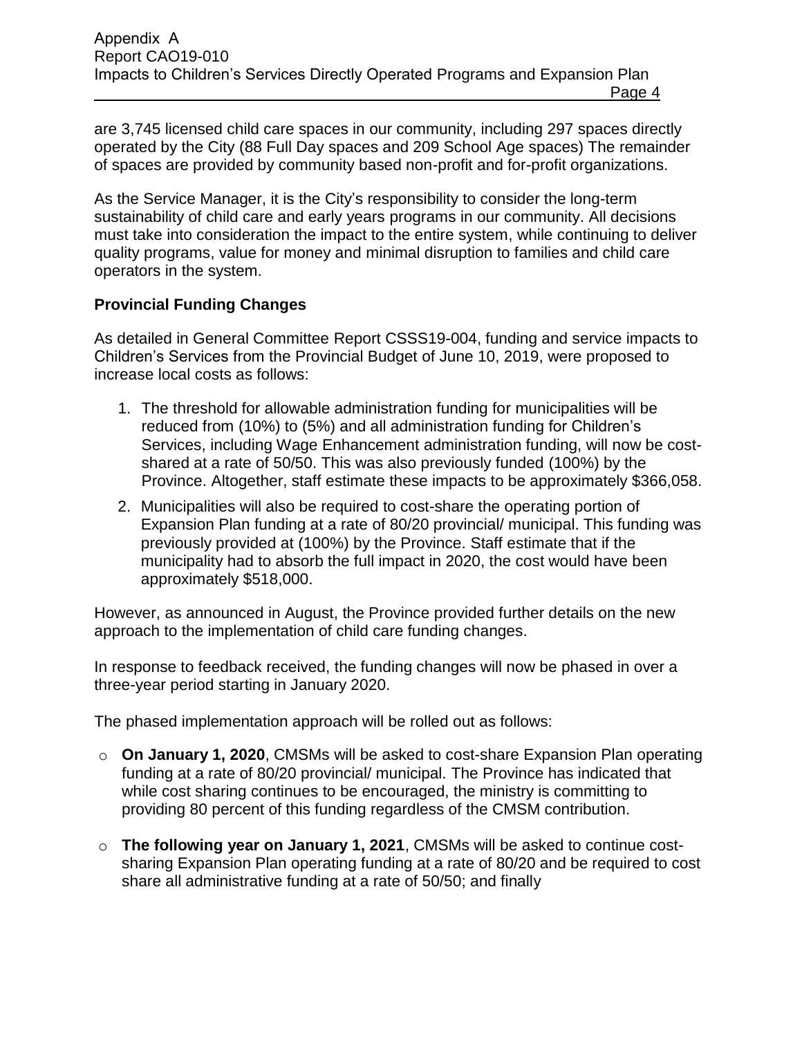are 3,745 licensed child care spaces in our community, including 297 spaces directly operated by the City (88 Full Day spaces and 209 School Age spaces) The remainder of spaces are provided by community based non-profit and for-profit organizations.

As the Service Manager, it is the City's responsibility to consider the long-term sustainability of child care and early years programs in our community. All decisions must take into consideration the impact to the entire system, while continuing to deliver quality programs, value for money and minimal disruption to families and child care operators in the system.

**Provincial Funding Changes**

As detailed in General Committee Report CSSS19-004, funding and service impacts to Children's Services from the Provincial Budget of June 10, 2019, were proposed to increase local costs as follows:

1. The threshold for allowable administration funding for municipalities will be reduced from (10%) to (5%) and all administration funding for Children's Services, including Wage Enhancement administration funding, will now be cost-shared at a rate of 50/50. This was also previously funded (100%) by the Province. Altogether, staff estimate these impacts to be approximately $366,058.
2. Municipalities will also be required to cost-share the operating portion of Expansion Plan funding at a rate of 80/20 provincial/ municipal. This funding was previously provided at (100%) by the Province. Staff estimate that if the municipality had to absorb the full impact in 2020, the cost would have been approximately $518,000.

However, as announced in August, the Province provided further details on the new approach to the implementation of child care funding changes.

In response to feedback received, the funding changes will now be phased in over a three-year period starting in January 2020.

The phased implementation approach will be rolled out as follows:

- **On January 1, 2020**, CMSMs will be asked to cost-share Expansion Plan operating funding at a rate of 80/20 provincial/ municipal. The Province has indicated that while cost sharing continues to be encouraged, the ministry is committing to providing 80 percent of this funding regardless of the CMSM contribution.
- **The following year on January 1, 2021**, CMSMs will be asked to continue cost-sharing Expansion Plan operating funding at a rate of 80/20 and be required to cost share all administrative funding at a rate of 50/50; and finally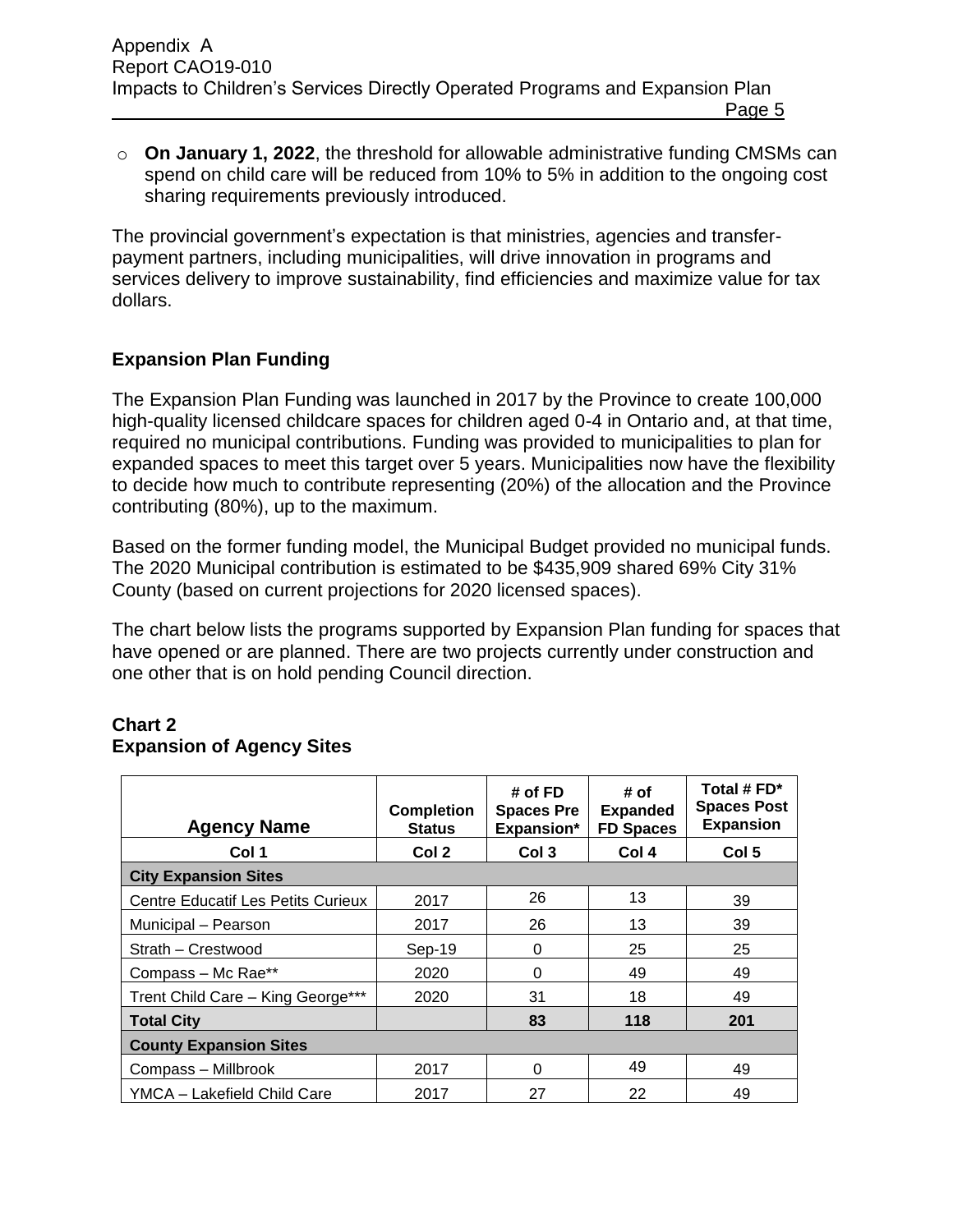- **On January 1, 2022**, the threshold for allowable administrative funding CMSMs can spend on child care will be reduced from 10% to 5% in addition to the ongoing cost sharing requirements previously introduced.

The provincial government's expectation is that ministries, agencies and transfer-payment partners, including municipalities, will drive innovation in programs and services delivery to improve sustainability, find efficiencies and maximize value for tax dollars.

### Expansion Plan Funding

The Expansion Plan Funding was launched in 2017 by the Province to create 100,000 high-quality licensed childcare spaces for children aged 0-4 in Ontario and, at that time, required no municipal contributions. Funding was provided to municipalities to plan for expanded spaces to meet this target over 5 years. Municipalities now have the flexibility to decide how much to contribute representing (20%) of the allocation and the Province contributing (80%), up to the maximum.

Based on the former funding model, the Municipal Budget provided no municipal funds. The 2020 Municipal contribution is estimated to be $435,909 shared 69% City 31% County (based on current projections for 2020 licensed spaces).

The chart below lists the programs supported by Expansion Plan funding for spaces that have opened or are planned. There are two projects currently under construction and one other that is on hold pending Council direction.

### Chart 2
### Expansion of Agency Sites

| Agency Name | Completion Status | # of FD Spaces Pre Expansion* | # of Expanded FD Spaces | Total # FD* Spaces Post Expansion |
|---|---|---|---|---|
| Col 1 | Col 2 | Col 3 | Col 4 | Col 5 |
| **City Expansion Sites** | | | | |
| Centre Educatif Les Petits Curieux | 2017 | 26 | 13 | 39 |
| Municipal – Pearson | 2017 | 26 | 13 | 39 |
| Strath – Crestwood | Sep-19 | 0 | 25 | 25 |
| Compass – Mc Rae** | 2020 | 0 | 49 | 49 |
| Trent Child Care – King George*** | 2020 | 31 | 18 | 49 |
| **Total City** | | **83** | **118** | **201** |
| **County Expansion Sites** | | | | |
| Compass – Millbrook | 2017 | 0 | 49 | 49 |
| YMCA – Lakefield Child Care | 2017 | 27 | 22 | 49 |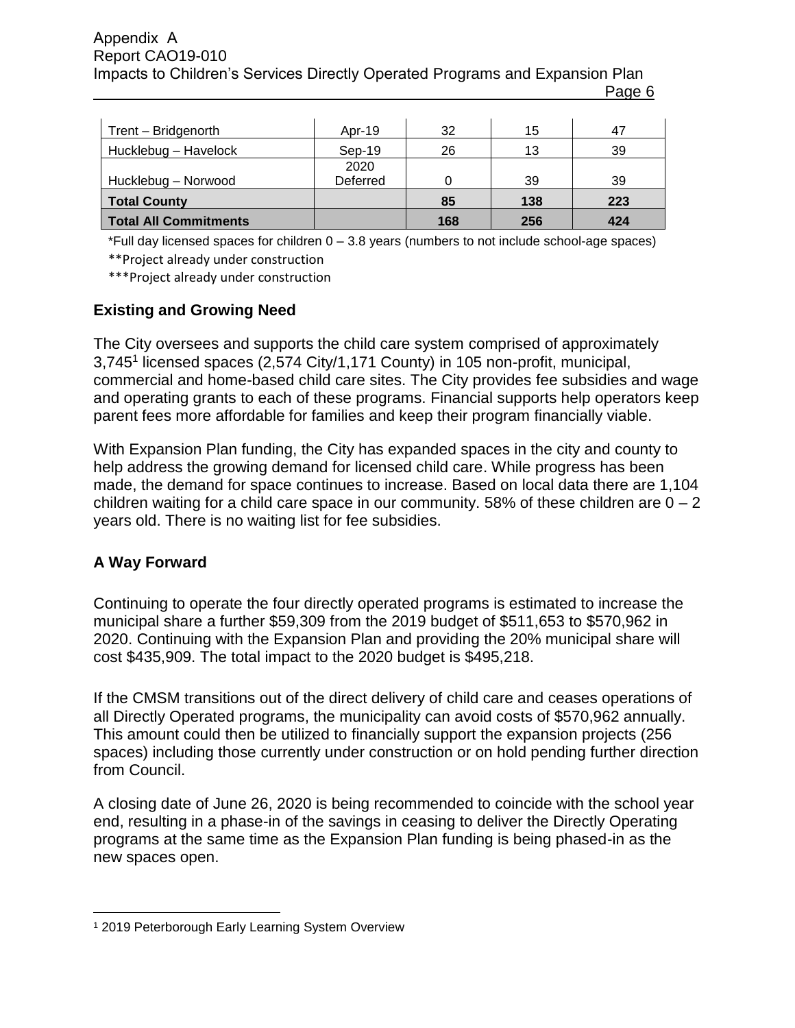| Trent – Bridgenorth | Apr-19 | 32 | 15 | 47 |
|---|---|---|---|---|
| Hucklebug – Havelock | Sep-19 | 26 | 13 | 39 |
| Hucklebug – Norwood | 2020 Deferred | 0 | 39 | 39 |
| **Total County** | | **85** | **138** | **223** |
| **Total All Commitments** | | **168** | **256** | **424** |

*Full day licensed spaces for children 0 – 3.8 years (numbers to not include school-age spaces)

**Project already under construction

***Project already under construction

## Existing and Growing Need

The City oversees and supports the child care system comprised of approximately 3,745[1] licensed spaces (2,574 City/1,171 County) in 105 non-profit, municipal, commercial and home-based child care sites. The City provides fee subsidies and wage and operating grants to each of these programs. Financial supports help operators keep parent fees more affordable for families and keep their program financially viable.

With Expansion Plan funding, the City has expanded spaces in the city and county to help address the growing demand for licensed child care. While progress has been made, the demand for space continues to increase. Based on local data there are 1,104 children waiting for a child care space in our community. 58% of these children are 0 – 2 years old. There is no waiting list for fee subsidies.

## A Way Forward

Continuing to operate the four directly operated programs is estimated to increase the municipal share a further $59,309 from the 2019 budget of $511,653 to $570,962 in 2020. Continuing with the Expansion Plan and providing the 20% municipal share will cost $435,909. The total impact to the 2020 budget is $495,218.

If the CMSM transitions out of the direct delivery of child care and ceases operations of all Directly Operated programs, the municipality can avoid costs of $570,962 annually. This amount could then be utilized to financially support the expansion projects (256 spaces) including those currently under construction or on hold pending further direction from Council.

A closing date of June 26, 2020 is being recommended to coincide with the school year end, resulting in a phase-in of the savings in ceasing to deliver the Directly Operating programs at the same time as the Expansion Plan funding is being phased-in as the new spaces open.

[1] 2019 Peterborough Early Learning System Overview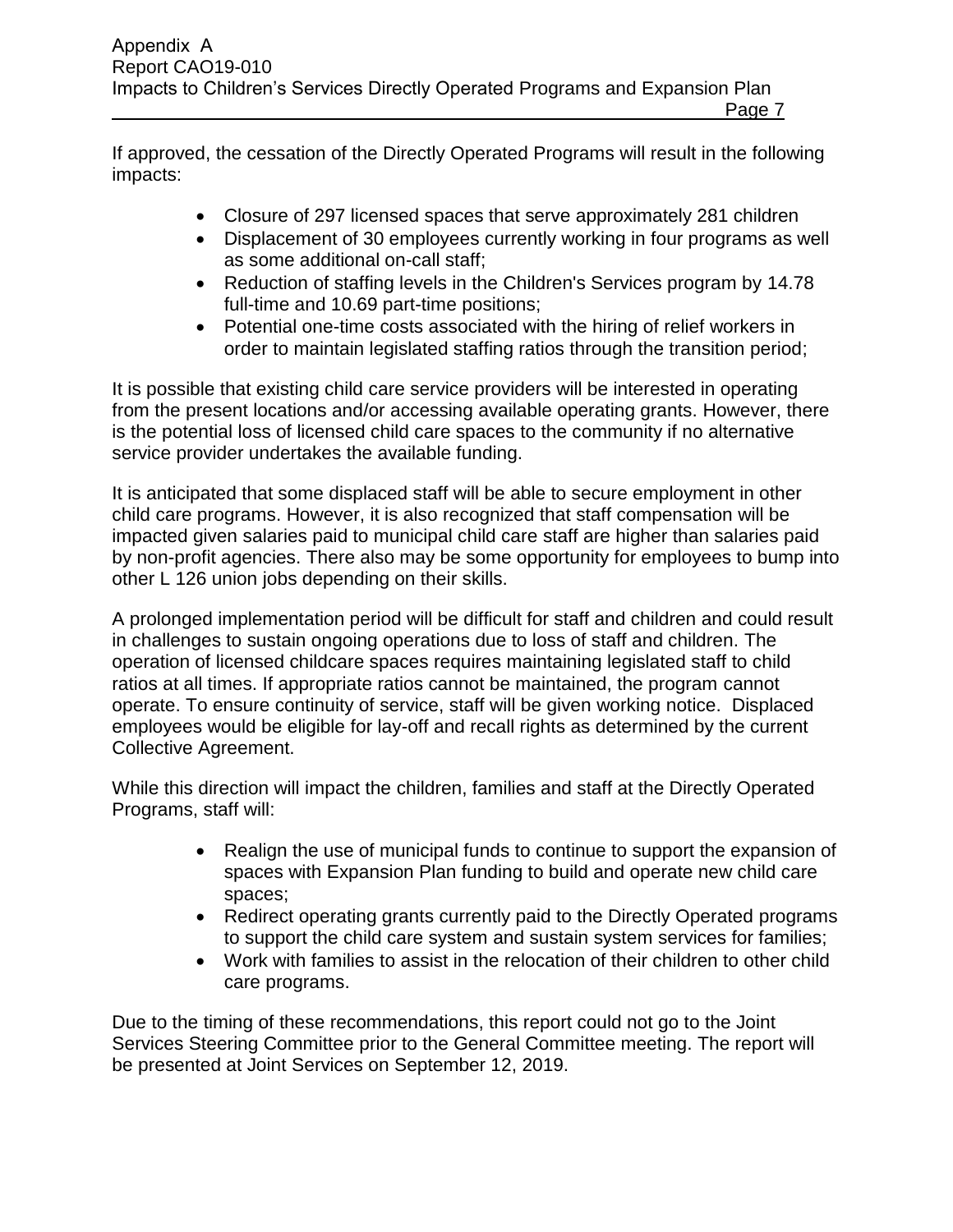If approved, the cessation of the Directly Operated Programs will result in the following impacts:

- Closure of 297 licensed spaces that serve approximately 281 children
- Displacement of 30 employees currently working in four programs as well as some additional on-call staff;
- Reduction of staffing levels in the Children's Services program by 14.78 full-time and 10.69 part-time positions;
- Potential one-time costs associated with the hiring of relief workers in order to maintain legislated staffing ratios through the transition period;

It is possible that existing child care service providers will be interested in operating from the present locations and/or accessing available operating grants. However, there is the potential loss of licensed child care spaces to the community if no alternative service provider undertakes the available funding.

It is anticipated that some displaced staff will be able to secure employment in other child care programs. However, it is also recognized that staff compensation will be impacted given salaries paid to municipal child care staff are higher than salaries paid by non-profit agencies. There also may be some opportunity for employees to bump into other L 126 union jobs depending on their skills.

A prolonged implementation period will be difficult for staff and children and could result in challenges to sustain ongoing operations due to loss of staff and children. The operation of licensed childcare spaces requires maintaining legislated staff to child ratios at all times. If appropriate ratios cannot be maintained, the program cannot operate. To ensure continuity of service, staff will be given working notice. Displaced employees would be eligible for lay-off and recall rights as determined by the current Collective Agreement.

While this direction will impact the children, families and staff at the Directly Operated Programs, staff will:

- Realign the use of municipal funds to continue to support the expansion of spaces with Expansion Plan funding to build and operate new child care spaces;
- Redirect operating grants currently paid to the Directly Operated programs to support the child care system and sustain system services for families;
- Work with families to assist in the relocation of their children to other child care programs.

Due to the timing of these recommendations, this report could not go to the Joint Services Steering Committee prior to the General Committee meeting. The report will be presented at Joint Services on September 12, 2019.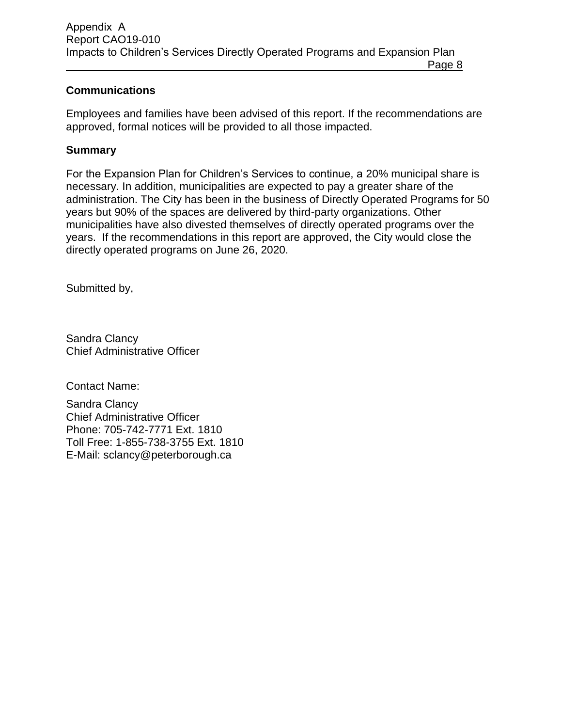## Communications

Employees and families have been advised of this report. If the recommendations are approved, formal notices will be provided to all those impacted.

## Summary

For the Expansion Plan for Children's Services to continue, a 20% municipal share is necessary. In addition, municipalities are expected to pay a greater share of the administration. The City has been in the business of Directly Operated Programs for 50 years but 90% of the spaces are delivered by third-party organizations. Other municipalities have also divested themselves of directly operated programs over the years. If the recommendations in this report are approved, the City would close the directly operated programs on June 26, 2020.

Submitted by,

Sandra Clancy
Chief Administrative Officer

Contact Name:

Sandra Clancy
Chief Administrative Officer
Phone: 705-742-7771 Ext. 1810
Toll Free: 1-855-738-3755 Ext. 1810
E-Mail: sclancy@peterborough.ca